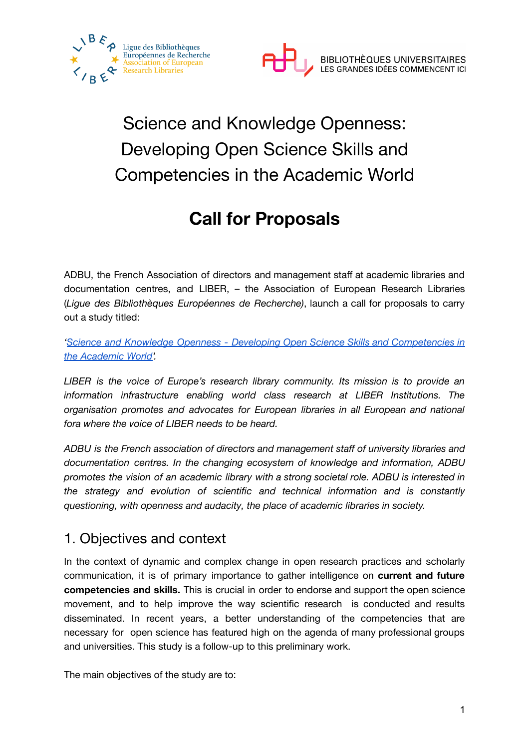# Science and Knowledge Openness: Developing Open Science Skills and Competencies in the Academic World

## Call for Proposals

ADBU, the French Association of directors and management staff at academic libraries and documentation centres, and LIBER, – the Association of European Research Libraries (*Ligue des Bibliothèques Européennes de Recherche)*, launch a call for proposals to carry out a study titled:

‘[Science and Knowledge Openness - Developing Open Science Skills and Competencies in the Academic World](#)’.

*LIBER is the voice of Europe’s research library community. Its mission is to provide an information infrastructure enabling world class research at LIBER Institutions. The organisation promotes and advocates for European libraries in all European and national fora where the voice of LIBER needs to be heard.*

*ADBU is the French association of directors and management staff of university libraries and documentation centres. In the changing ecosystem of knowledge and information, ADBU promotes the vision of an academic library with a strong societal role. ADBU is interested in the strategy and evolution of scientific and technical information and is constantly questioning, with openness and audacity, the place of academic libraries in society.*

## 1. Objectives and context

In the context of dynamic and complex change in open research practices and scholarly communication, it is of primary importance to gather intelligence on **current and future competencies and skills.** This is crucial in order to endorse and support the open science movement, and to help improve the way scientific research is conducted and results disseminated. In recent years, a better understanding of the competencies that are necessary for open science has featured high on the agenda of many professional groups and universities. This study is a follow-up to this preliminary work.

The main objectives of the study are to: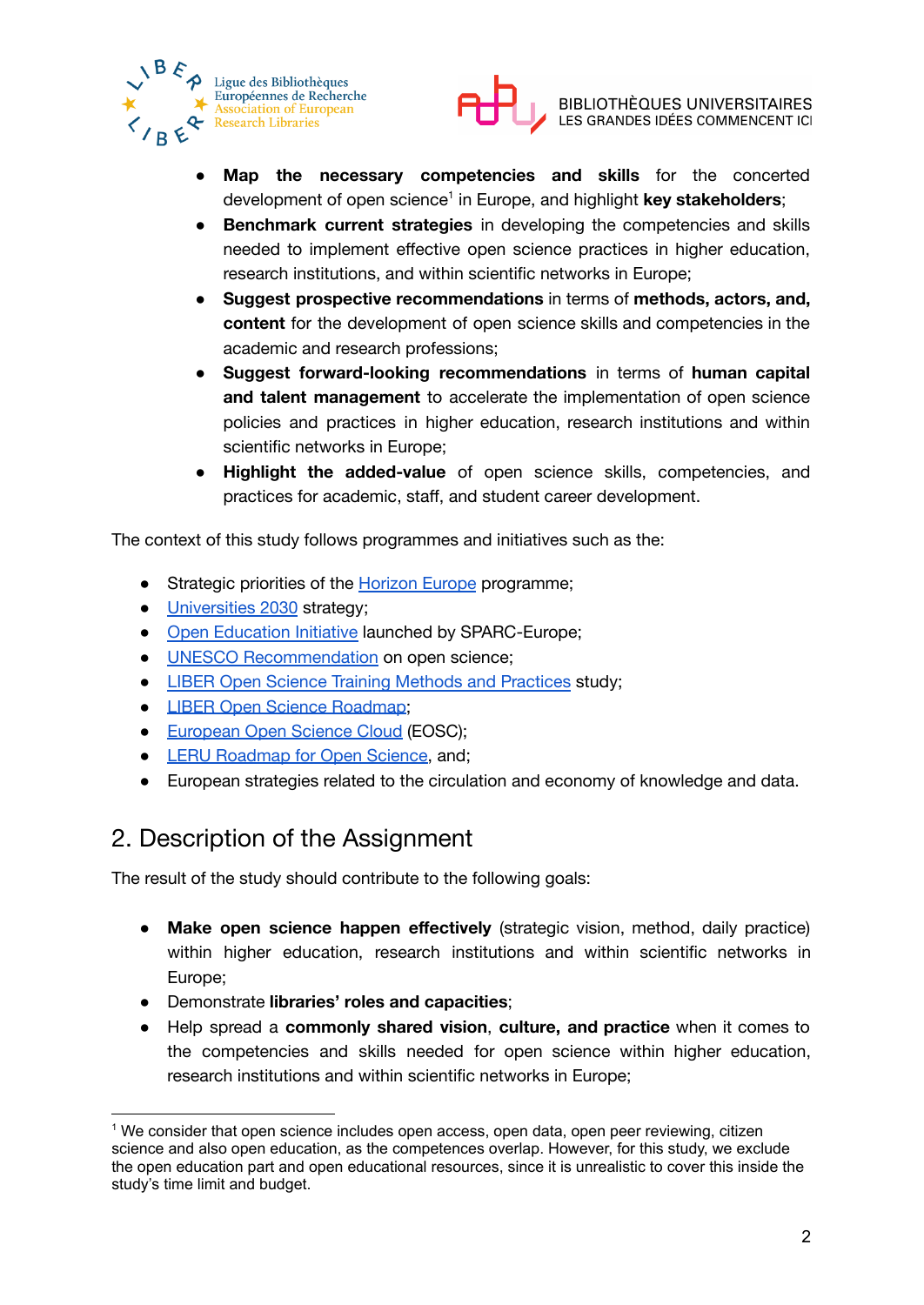- **Map the necessary competencies and skills** for the concerted development of open science[1] in Europe, and highlight **key stakeholders**;
- **Benchmark current strategies** in developing the competencies and skills needed to implement effective open science practices in higher education, research institutions, and within scientific networks in Europe;
- **Suggest prospective recommendations** in terms of **methods, actors, and, content** for the development of open science skills and competencies in the academic and research professions;
- **Suggest forward-looking recommendations** in terms of **human capital and talent management** to accelerate the implementation of open science policies and practices in higher education, research institutions and within scientific networks in Europe;
- **Highlight the added-value** of open science skills, competencies, and practices for academic, staff, and student career development.

The context of this study follows programmes and initiatives such as the:

- Strategic priorities of the Horizon Europe programme;
- Universities 2030 strategy;
- Open Education Initiative launched by SPARC-Europe;
- UNESCO Recommendation on open science;
- LIBER Open Science Training Methods and Practices study;
- LIBER Open Science Roadmap;
- European Open Science Cloud (EOSC);
- LERU Roadmap for Open Science, and;
- European strategies related to the circulation and economy of knowledge and data.

## 2. Description of the Assignment

The result of the study should contribute to the following goals:

- **Make open science happen effectively** (strategic vision, method, daily practice) within higher education, research institutions and within scientific networks in Europe;
- Demonstrate **libraries' roles and capacities**;
- Help spread a **commonly shared vision**, **culture, and practice** when it comes to the competencies and skills needed for open science within higher education, research institutions and within scientific networks in Europe;

[1] We consider that open science includes open access, open data, open peer reviewing, citizen science and also open education, as the competences overlap. However, for this study, we exclude the open education part and open educational resources, since it is unrealistic to cover this inside the study's time limit and budget.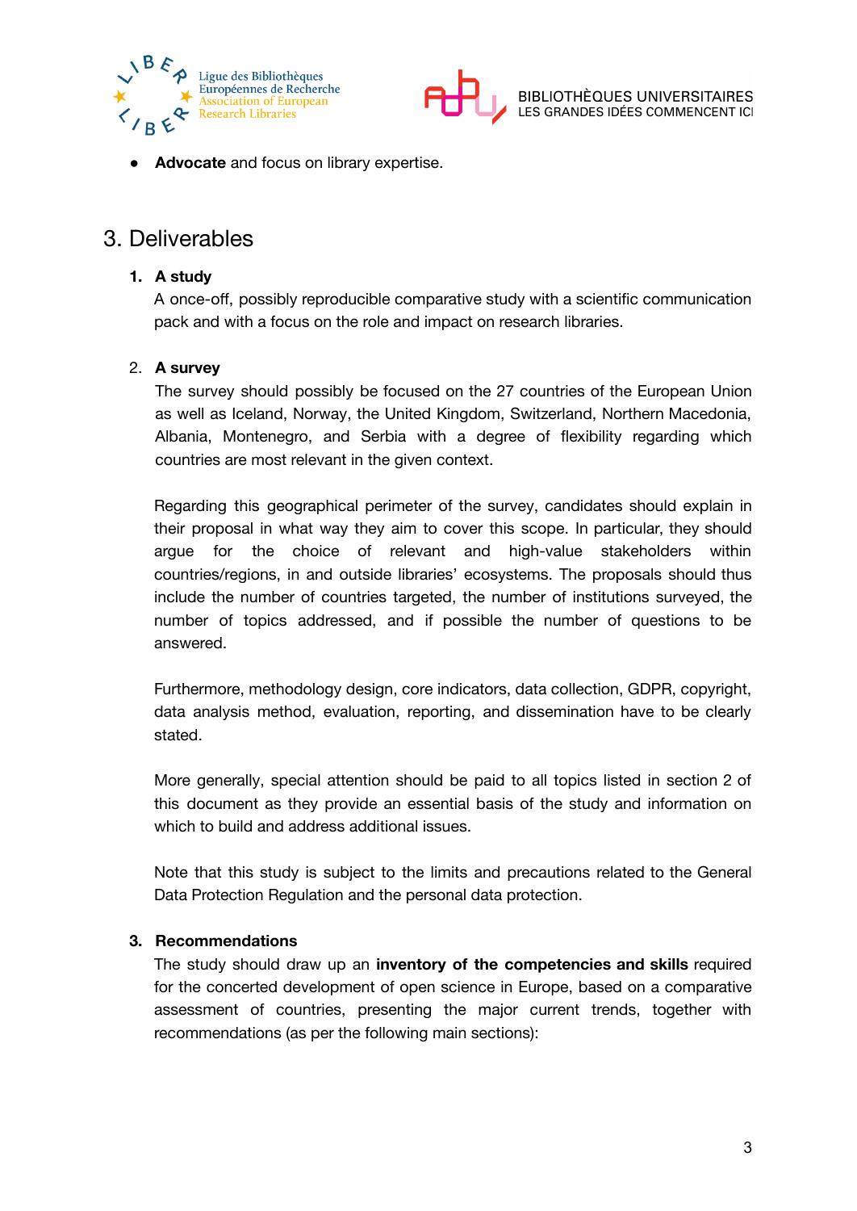- **Advocate** and focus on library expertise.

## 3. Deliverables

1. **A study**

   A once-off, possibly reproducible comparative study with a scientific communication pack and with a focus on the role and impact on research libraries.

2. **A survey**

   The survey should possibly be focused on the 27 countries of the European Union as well as Iceland, Norway, the United Kingdom, Switzerland, Northern Macedonia, Albania, Montenegro, and Serbia with a degree of flexibility regarding which countries are most relevant in the given context.

   Regarding this geographical perimeter of the survey, candidates should explain in their proposal in what way they aim to cover this scope. In particular, they should argue for the choice of relevant and high-value stakeholders within countries/regions, in and outside libraries' ecosystems. The proposals should thus include the number of countries targeted, the number of institutions surveyed, the number of topics addressed, and if possible the number of questions to be answered.

   Furthermore, methodology design, core indicators, data collection, GDPR, copyright, data analysis method, evaluation, reporting, and dissemination have to be clearly stated.

   More generally, special attention should be paid to all topics listed in section 2 of this document as they provide an essential basis of the study and information on which to build and address additional issues.

   Note that this study is subject to the limits and precautions related to the General Data Protection Regulation and the personal data protection.

3. **Recommendations**

   The study should draw up an **inventory of the competencies and skills** required for the concerted development of open science in Europe, based on a comparative assessment of countries, presenting the major current trends, together with recommendations (as per the following main sections):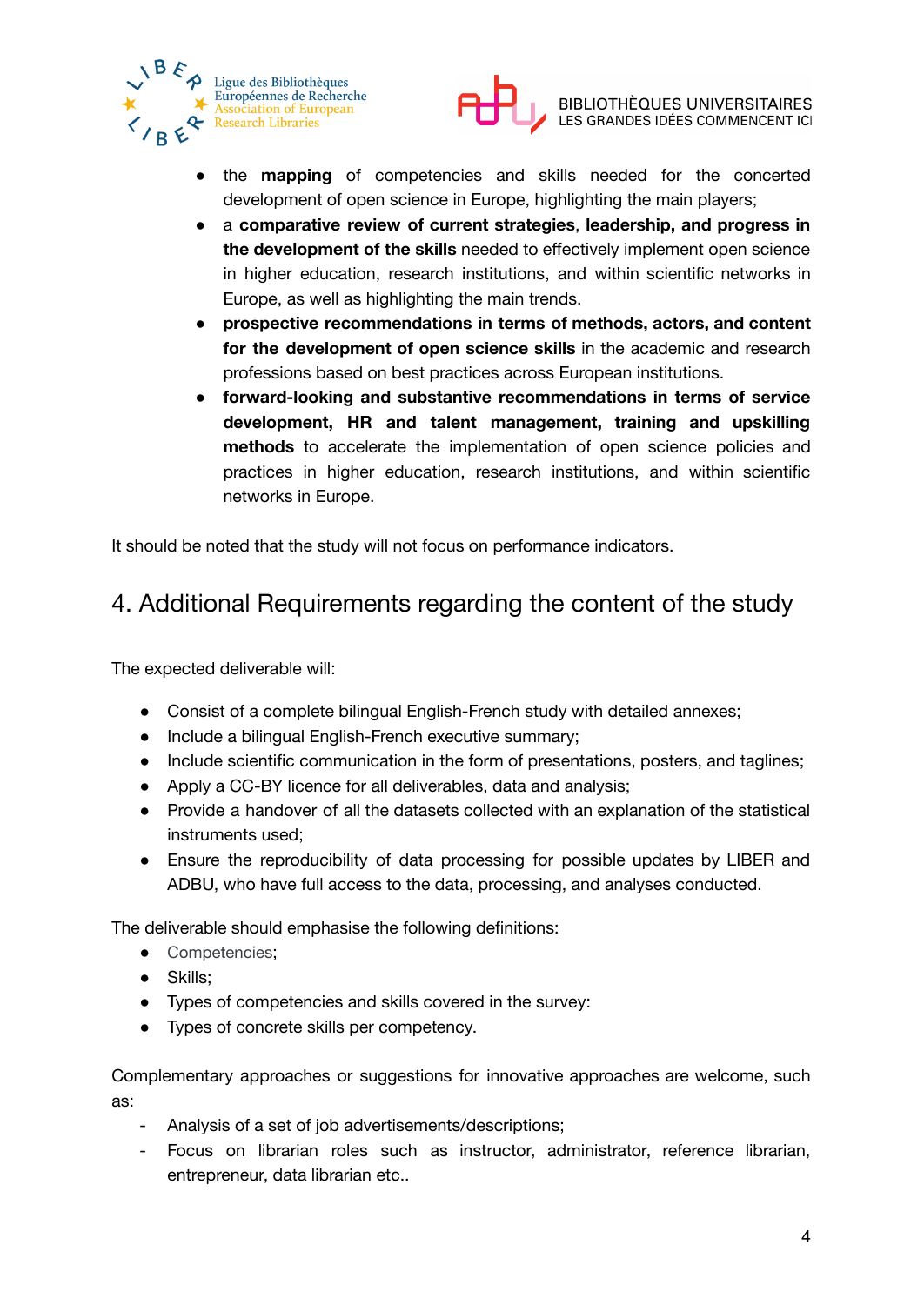- the **mapping** of competencies and skills needed for the concerted development of open science in Europe, highlighting the main players;
- a **comparative review of current strategies**, **leadership, and progress in the development of the skills** needed to effectively implement open science in higher education, research institutions, and within scientific networks in Europe, as well as highlighting the main trends.
- **prospective recommendations in terms of methods, actors, and content for the development of open science skills** in the academic and research professions based on best practices across European institutions.
- **forward-looking and substantive recommendations in terms of service development, HR and talent management, training and upskilling methods** to accelerate the implementation of open science policies and practices in higher education, research institutions, and within scientific networks in Europe.

It should be noted that the study will not focus on performance indicators.

## 4. Additional Requirements regarding the content of the study

The expected deliverable will:

- Consist of a complete bilingual English-French study with detailed annexes;
- Include a bilingual English-French executive summary;
- Include scientific communication in the form of presentations, posters, and taglines;
- Apply a CC-BY licence for all deliverables, data and analysis;
- Provide a handover of all the datasets collected with an explanation of the statistical instruments used;
- Ensure the reproducibility of data processing for possible updates by LIBER and ADBU, who have full access to the data, processing, and analyses conducted.

The deliverable should emphasise the following definitions:

- Competencies;
- Skills;
- Types of competencies and skills covered in the survey:
- Types of concrete skills per competency.

Complementary approaches or suggestions for innovative approaches are welcome, such as:

- Analysis of a set of job advertisements/descriptions;
- Focus on librarian roles such as instructor, administrator, reference librarian, entrepreneur, data librarian etc..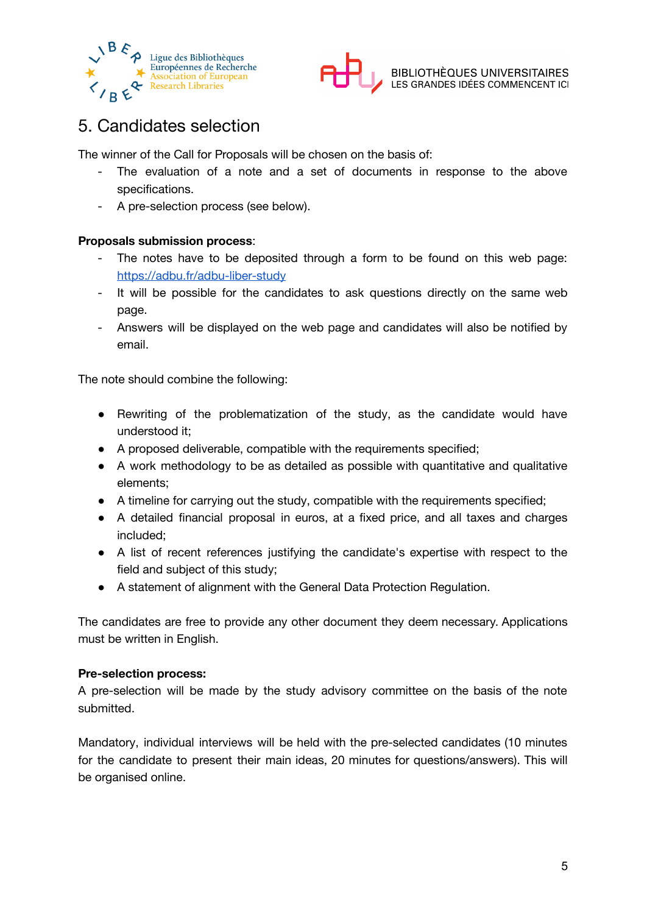## 5. Candidates selection

The winner of the Call for Proposals will be chosen on the basis of:

- The evaluation of a note and a set of documents in response to the above specifications.
- A pre-selection process (see below).

**Proposals submission process**:

- The notes have to be deposited through a form to be found on this web page: [https://adbu.fr/adbu-liber-study](https://adbu.fr/adbu-liber-study)
- It will be possible for the candidates to ask questions directly on the same web page.
- Answers will be displayed on the web page and candidates will also be notified by email.

The note should combine the following:

- Rewriting of the problematization of the study, as the candidate would have understood it;
- A proposed deliverable, compatible with the requirements specified;
- A work methodology to be as detailed as possible with quantitative and qualitative elements;
- A timeline for carrying out the study, compatible with the requirements specified;
- A detailed financial proposal in euros, at a fixed price, and all taxes and charges included;
- A list of recent references justifying the candidate's expertise with respect to the field and subject of this study;
- A statement of alignment with the General Data Protection Regulation.

The candidates are free to provide any other document they deem necessary. Applications must be written in English.

**Pre-selection process:**

A pre-selection will be made by the study advisory committee on the basis of the note submitted.

Mandatory, individual interviews will be held with the pre-selected candidates (10 minutes for the candidate to present their main ideas, 20 minutes for questions/answers). This will be organised online.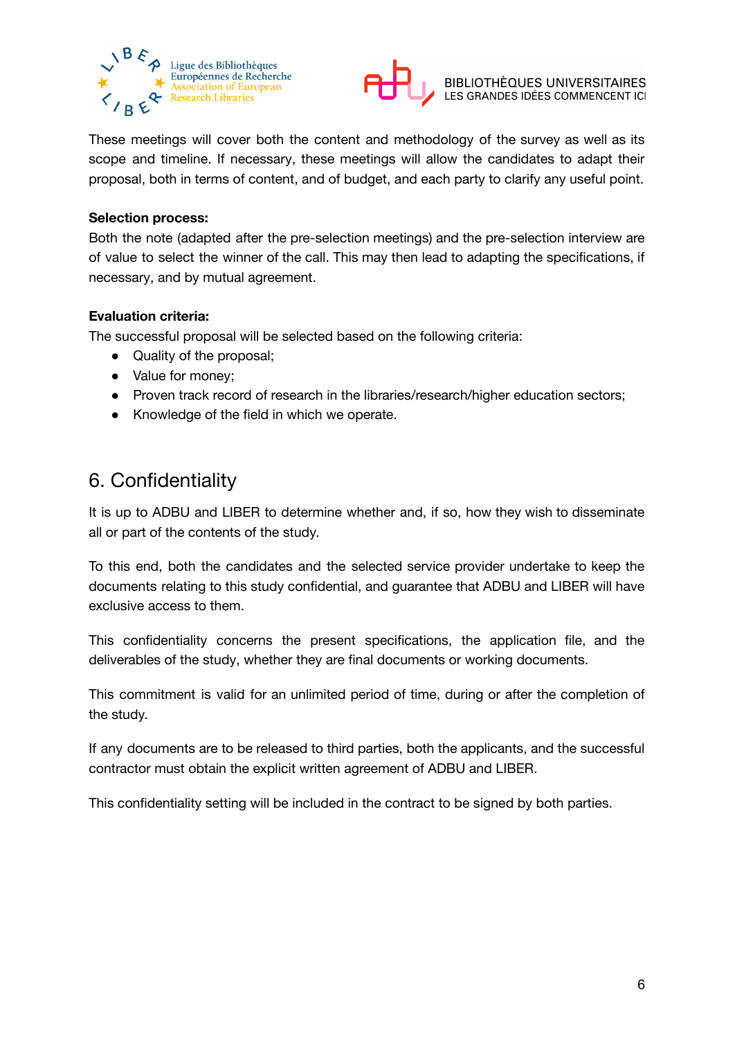These meetings will cover both the content and methodology of the survey as well as its scope and timeline. If necessary, these meetings will allow the candidates to adapt their proposal, both in terms of content, and of budget, and each party to clarify any useful point.

**Selection process:**

Both the note (adapted after the pre-selection meetings) and the pre-selection interview are of value to select the winner of the call. This may then lead to adapting the specifications, if necessary, and by mutual agreement.

**Evaluation criteria:**

The successful proposal will be selected based on the following criteria:

- Quality of the proposal;
- Value for money;
- Proven track record of research in the libraries/research/higher education sectors;
- Knowledge of the field in which we operate.

## 6. Confidentiality

It is up to ADBU and LIBER to determine whether and, if so, how they wish to disseminate all or part of the contents of the study.

To this end, both the candidates and the selected service provider undertake to keep the documents relating to this study confidential, and guarantee that ADBU and LIBER will have exclusive access to them.

This confidentiality concerns the present specifications, the application file, and the deliverables of the study, whether they are final documents or working documents.

This commitment is valid for an unlimited period of time, during or after the completion of the study.

If any documents are to be released to third parties, both the applicants, and the successful contractor must obtain the explicit written agreement of ADBU and LIBER.

This confidentiality setting will be included in the contract to be signed by both parties.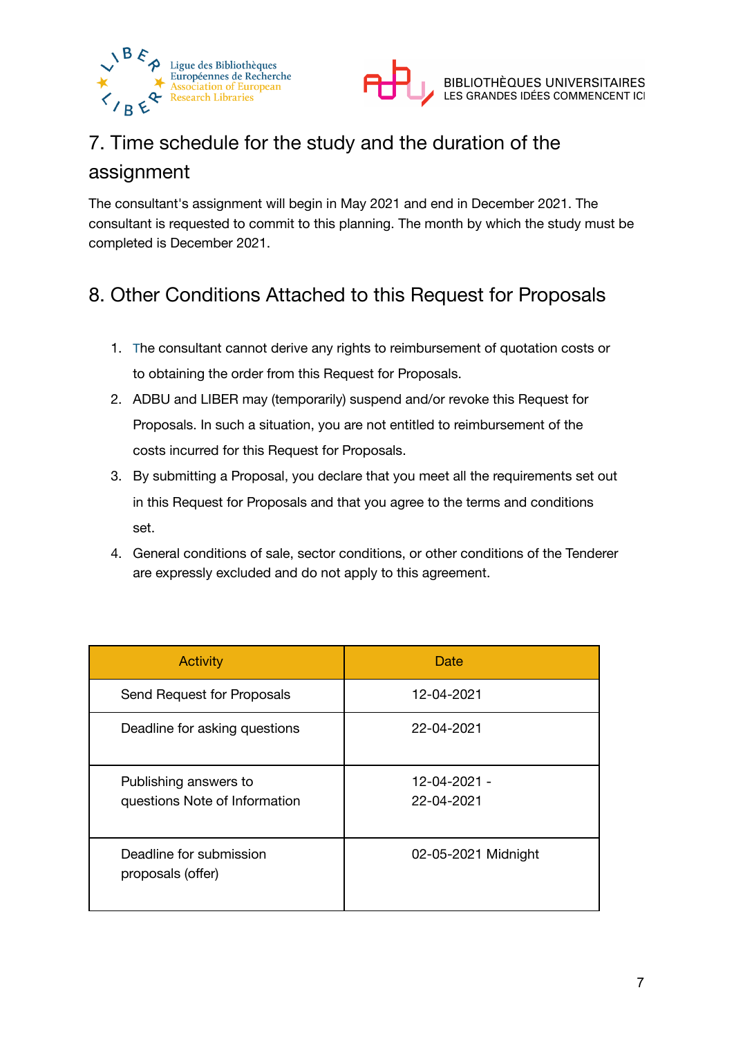## 7. Time schedule for the study and the duration of the assignment

The consultant's assignment will begin in May 2021 and end in December 2021. The consultant is requested to commit to this planning. The month by which the study must be completed is December 2021.

## 8. Other Conditions Attached to this Request for Proposals

1. The consultant cannot derive any rights to reimbursement of quotation costs or to obtaining the order from this Request for Proposals.
2. ADBU and LIBER may (temporarily) suspend and/or revoke this Request for Proposals. In such a situation, you are not entitled to reimbursement of the costs incurred for this Request for Proposals.
3. By submitting a Proposal, you declare that you meet all the requirements set out in this Request for Proposals and that you agree to the terms and conditions set.
4. General conditions of sale, sector conditions, or other conditions of the Tenderer are expressly excluded and do not apply to this agreement.

| Activity | Date |
|---|---|
| Send Request for Proposals | 12-04-2021 |
| Deadline for asking questions | 22-04-2021 |
| Publishing answers to questions Note of Information | 12-04-2021 - 22-04-2021 |
| Deadline for submission proposals (offer) | 02-05-2021 Midnight |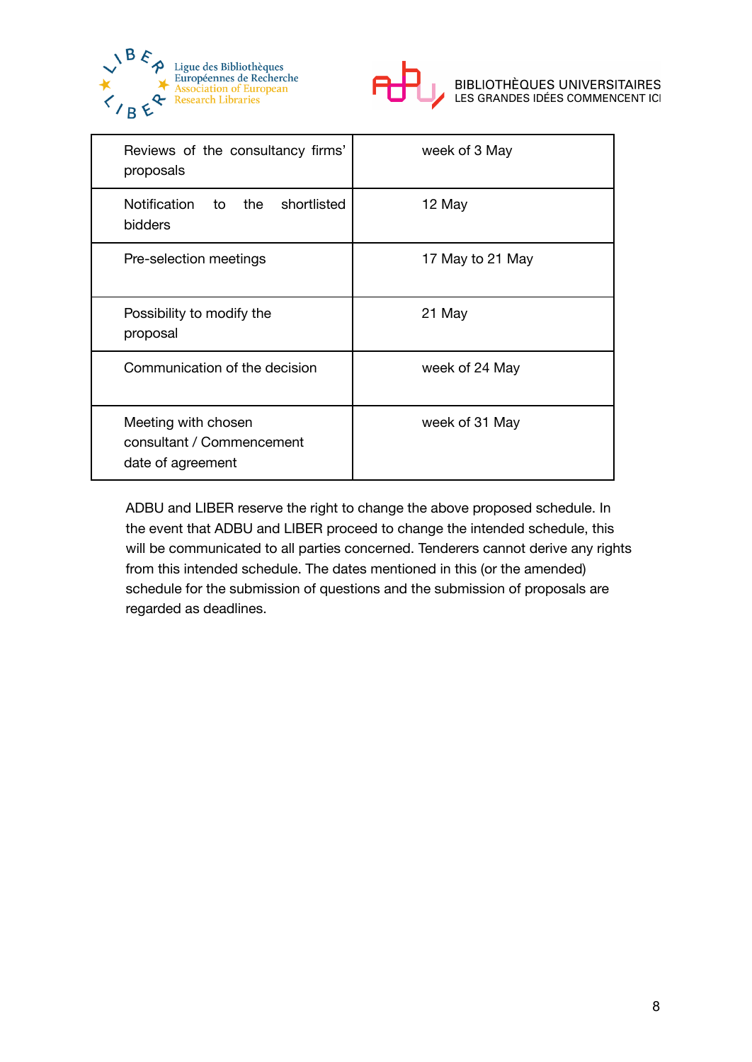| | |
|---|---|
| Reviews of the consultancy firms' proposals | week of 3 May |
| Notification to the shortlisted bidders | 12 May |
| Pre-selection meetings | 17 May to 21 May |
| Possibility to modify the proposal | 21 May |
| Communication of the decision | week of 24 May |
| Meeting with chosen consultant / Commencement date of agreement | week of 31 May |

ADBU and LIBER reserve the right to change the above proposed schedule. In the event that ADBU and LIBER proceed to change the intended schedule, this will be communicated to all parties concerned. Tenderers cannot derive any rights from this intended schedule. The dates mentioned in this (or the amended) schedule for the submission of questions and the submission of proposals are regarded as deadlines.